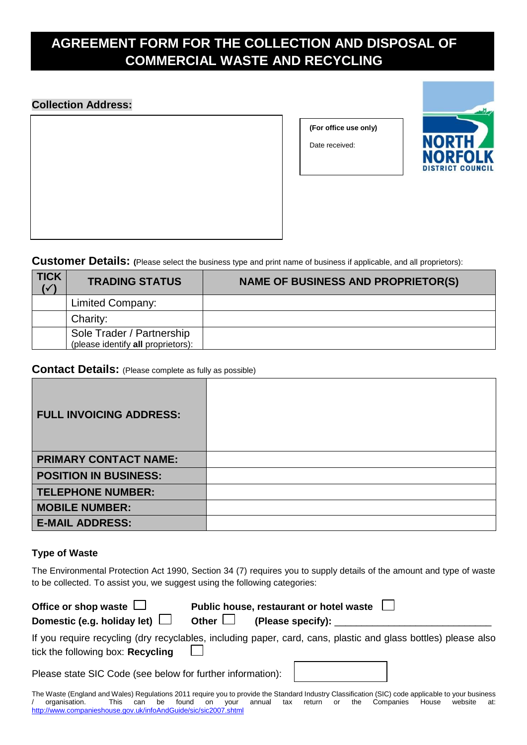# AGREEMENT FORM FOR THE COLLECTION AND DISPOSAL OF COMMERCIAL WASTE AND RECYCLING

**Collection Address:**

| |
|---|
| |

| **(For office use only)** |
|---|
| Date received: |

NORTH NORFOLK DISTRICT COUNCIL

**Customer Details:** (Please select the business type and print name of business if applicable, and all proprietors):

| TICK (✓) | TRADING STATUS | NAME OF BUSINESS AND PROPRIETOR(S) |
|---|---|---|
| | Limited Company: | |
| | Charity: | |
| | Sole Trader / Partnership (please identify **all** proprietors): | |

**Contact Details:** (Please complete as fully as possible)

| | |
|---|---|
| **FULL INVOICING ADDRESS:** | |
| **PRIMARY CONTACT NAME:** | |
| **POSITION IN BUSINESS:** | |
| **TELEPHONE NUMBER:** | |
| **MOBILE NUMBER:** | |
| **E-MAIL ADDRESS:** | |

### Type of Waste

The Environmental Protection Act 1990, Section 34 (7) requires you to supply details of the amount and type of waste to be collected. To assist you, we suggest using the following categories:

**Office or shop waste** ☐ **Public house, restaurant or hotel waste** ☐

**Domestic (e.g. holiday let)** ☐ **Other** ☐ **(Please specify):** ____________________________

If you require recycling (dry recyclables, including paper, card, cans, plastic and glass bottles) please also tick the following box: **Recycling** ☐

Please state SIC Code (see below for further information): ☐

The Waste (England and Wales) Regulations 2011 require you to provide the Standard Industry Classification (SIC) code applicable to your business / organisation. This can be found on your annual tax return or the Companies House website at: http://www.companieshouse.gov.uk/infoAndGuide/sic/sic2007.shtml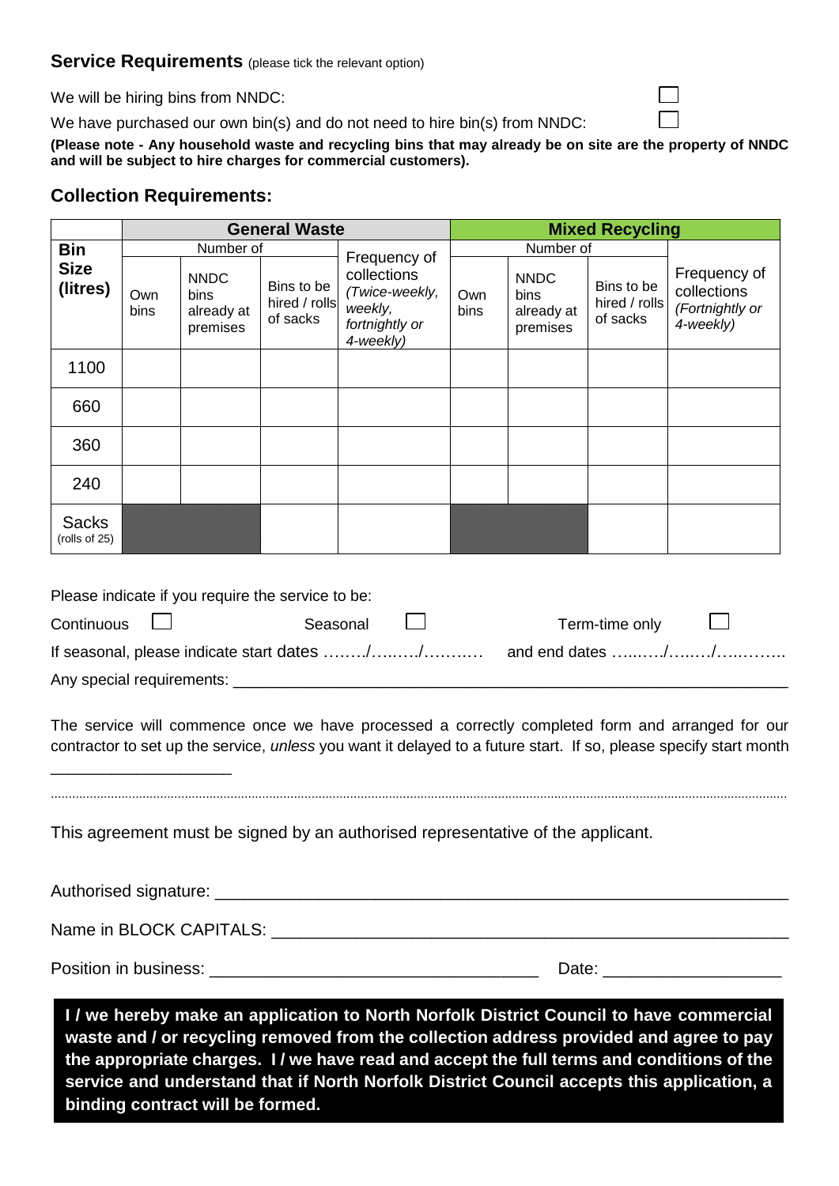## Service Requirements (please tick the relevant option)

We will be hiring bins from NNDC: ☐

We have purchased our own bin(s) and do not need to hire bin(s) from NNDC: ☐

**(Please note - Any household waste and recycling bins that may already be on site are the property of NNDC and will be subject to hire charges for commercial customers).**

## Collection Requirements:

| Bin Size (litres) | General Waste | | | | Mixed Recycling | | | |
|---|---|---|---|---|---|---|---|---|
| | Number of | | | Frequency of collections *(Twice-weekly, weekly, fortnightly or 4-weekly)* | Number of | | | Frequency of collections *(Fortnightly or 4-weekly)* |
| | Own bins | NNDC bins already at premises | Bins to be hired / rolls of sacks | | Own bins | NNDC bins already at premises | Bins to be hired / rolls of sacks | |
| 1100 | | | | | | | | |
| 660 | | | | | | | | |
| 360 | | | | | | | | |
| 240 | | | | | | | | |
| Sacks (rolls of 25) | | | | | | | | |

Please indicate if you require the service to be:

Continuous ☐ Seasonal ☐ Term-time only ☐

If seasonal, please indicate start dates ……../….…./………. and end dates …..…./….…/….……..

Any special requirements: ________________________________________________________________

The service will commence once we have processed a correctly completed form and arranged for our contractor to set up the service, *unless* you want it delayed to a future start. If so, please specify start month ____________________

This agreement must be signed by an authorised representative of the applicant.

Authorised signature: ________________________________________________________________

Name in BLOCK CAPITALS: ____________________________________________________________

Position in business: ___________________________________ Date: __________________

**I / we hereby make an application to North Norfolk District Council to have commercial waste and / or recycling removed from the collection address provided and agree to pay the appropriate charges. I / we have read and accept the full terms and conditions of the service and understand that if North Norfolk District Council accepts this application, a binding contract will be formed.**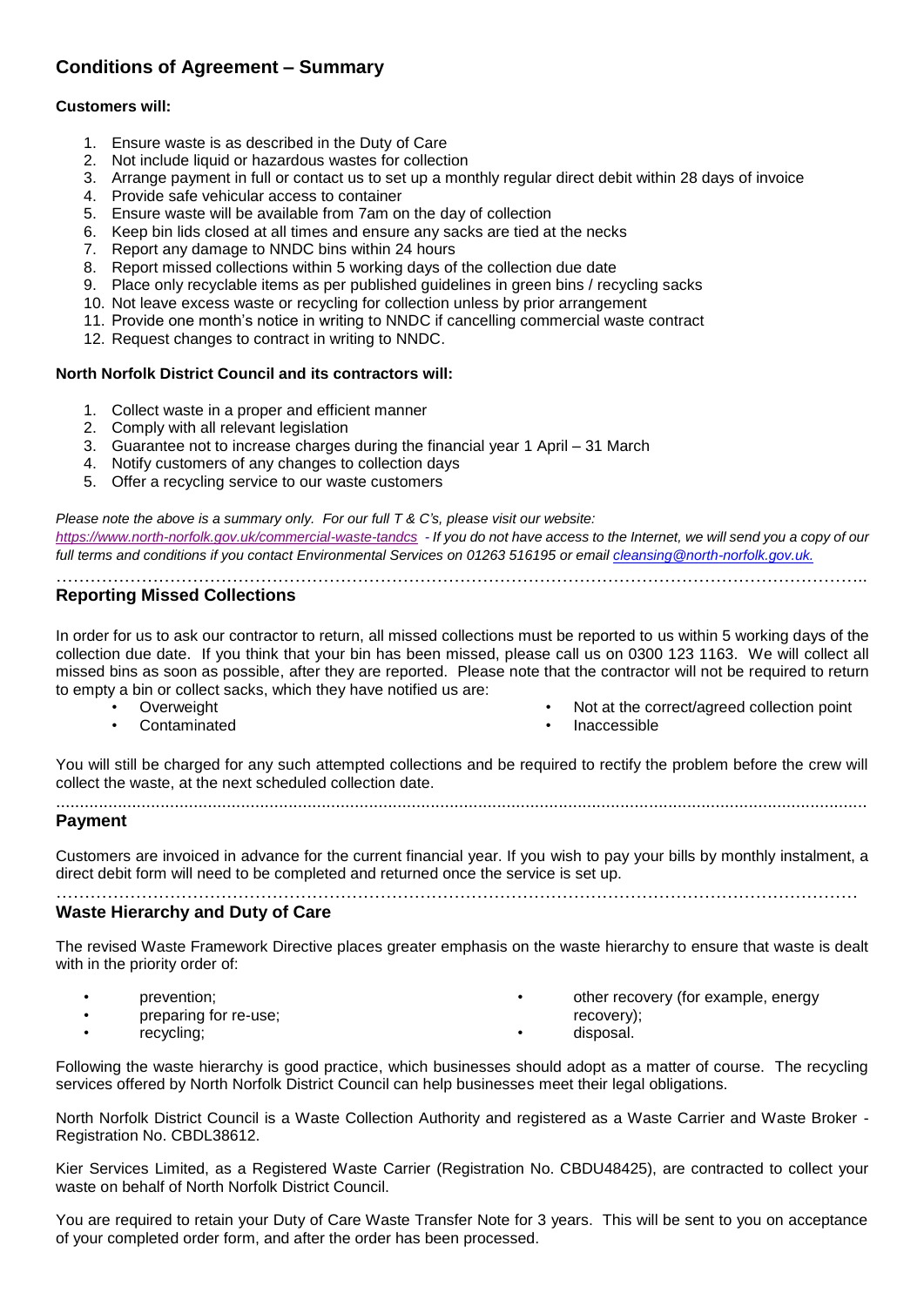## Conditions of Agreement – Summary

**Customers will:**

1. Ensure waste is as described in the Duty of Care
2. Not include liquid or hazardous wastes for collection
3. Arrange payment in full or contact us to set up a monthly regular direct debit within 28 days of invoice
4. Provide safe vehicular access to container
5. Ensure waste will be available from 7am on the day of collection
6. Keep bin lids closed at all times and ensure any sacks are tied at the necks
7. Report any damage to NNDC bins within 24 hours
8. Report missed collections within 5 working days of the collection due date
9. Place only recyclable items as per published guidelines in green bins / recycling sacks
10. Not leave excess waste or recycling for collection unless by prior arrangement
11. Provide one month's notice in writing to NNDC if cancelling commercial waste contract
12. Request changes to contract in writing to NNDC.

**North Norfolk District Council and its contractors will:**

1. Collect waste in a proper and efficient manner
2. Comply with all relevant legislation
3. Guarantee not to increase charges during the financial year 1 April – 31 March
4. Notify customers of any changes to collection days
5. Offer a recycling service to our waste customers

*Please note the above is a summary only. For our full T & C's, please visit our website: https://www.north-norfolk.gov.uk/commercial-waste-tandcs - If you do not have access to the Internet, we will send you a copy of our full terms and conditions if you contact Environmental Services on 01263 516195 or email cleansing@north-norfolk.gov.uk.*

## Reporting Missed Collections

In order for us to ask our contractor to return, all missed collections must be reported to us within 5 working days of the collection due date. If you think that your bin has been missed, please call us on 0300 123 1163. We will collect all missed bins as soon as possible, after they are reported. Please note that the contractor will not be required to return to empty a bin or collect sacks, which they have notified us are:

- Overweight
- Contaminated
- Not at the correct/agreed collection point
- Inaccessible

You will still be charged for any such attempted collections and be required to rectify the problem before the crew will collect the waste, at the next scheduled collection date.

## Payment

Customers are invoiced in advance for the current financial year. If you wish to pay your bills by monthly instalment, a direct debit form will need to be completed and returned once the service is set up.

## Waste Hierarchy and Duty of Care

The revised Waste Framework Directive places greater emphasis on the waste hierarchy to ensure that waste is dealt with in the priority order of:

- prevention;
- preparing for re-use;
- recycling;
- other recovery (for example, energy recovery);
- disposal.

Following the waste hierarchy is good practice, which businesses should adopt as a matter of course. The recycling services offered by North Norfolk District Council can help businesses meet their legal obligations.

North Norfolk District Council is a Waste Collection Authority and registered as a Waste Carrier and Waste Broker - Registration No. CBDL38612.

Kier Services Limited, as a Registered Waste Carrier (Registration No. CBDU48425), are contracted to collect your waste on behalf of North Norfolk District Council.

You are required to retain your Duty of Care Waste Transfer Note for 3 years. This will be sent to you on acceptance of your completed order form, and after the order has been processed.